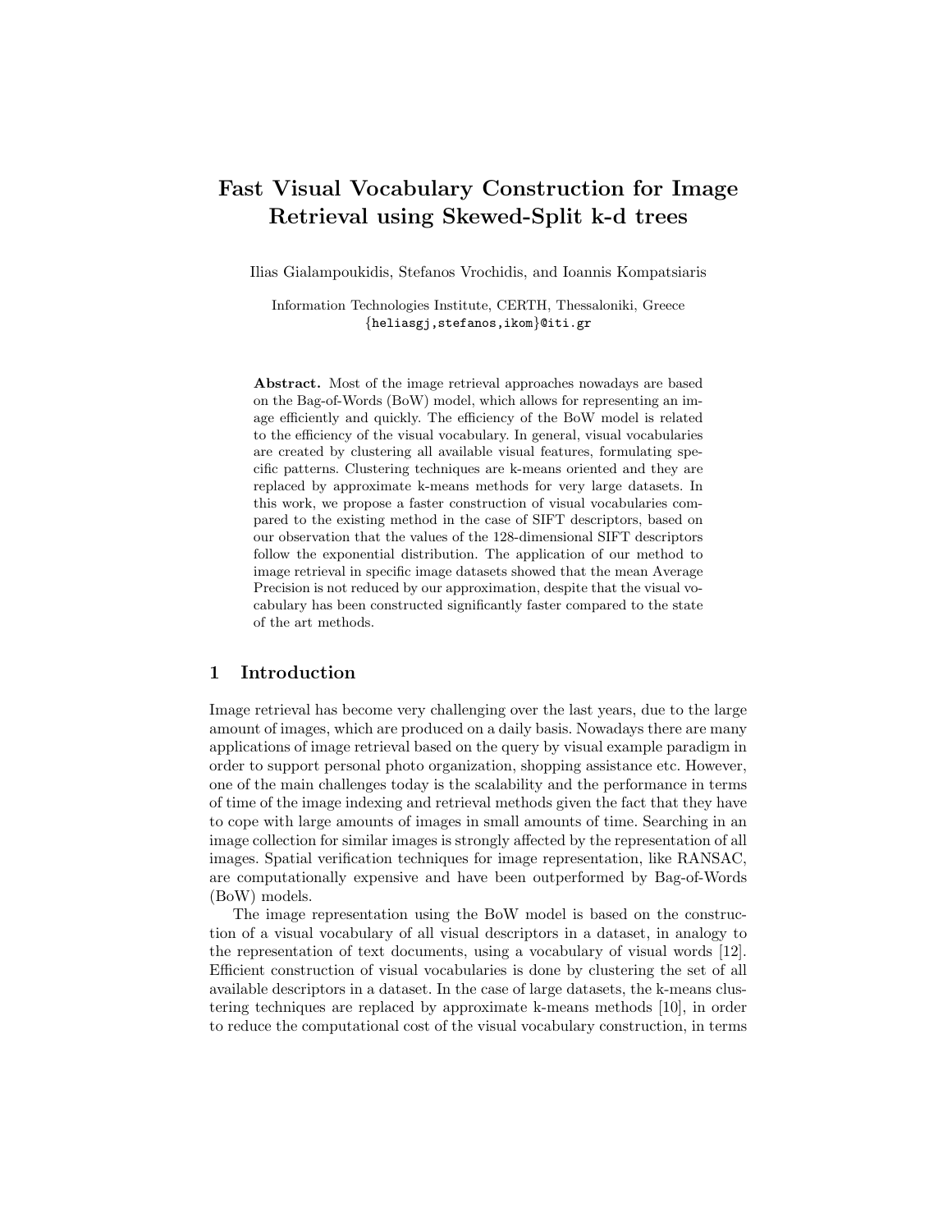# Fast Visual Vocabulary Construction for Image Retrieval using Skewed-Split k-d trees

Ilias Gialampoukidis, Stefanos Vrochidis, and Ioannis Kompatsiaris

Information Technologies Institute, CERTH, Thessaloniki, Greece
{heliasgj,stefanos,ikom}@iti.gr

**Abstract.** Most of the image retrieval approaches nowadays are based on the Bag-of-Words (BoW) model, which allows for representing an image efficiently and quickly. The efficiency of the BoW model is related to the efficiency of the visual vocabulary. In general, visual vocabularies are created by clustering all available visual features, formulating specific patterns. Clustering techniques are k-means oriented and they are replaced by approximate k-means methods for very large datasets. In this work, we propose a faster construction of visual vocabularies compared to the existing method in the case of SIFT descriptors, based on our observation that the values of the 128-dimensional SIFT descriptors follow the exponential distribution. The application of our method to image retrieval in specific image datasets showed that the mean Average Precision is not reduced by our approximation, despite that the visual vocabulary has been constructed significantly faster compared to the state of the art methods.

## 1 Introduction

Image retrieval has become very challenging over the last years, due to the large amount of images, which are produced on a daily basis. Nowadays there are many applications of image retrieval based on the query by visual example paradigm in order to support personal photo organization, shopping assistance etc. However, one of the main challenges today is the scalability and the performance in terms of time of the image indexing and retrieval methods given the fact that they have to cope with large amounts of images in small amounts of time. Searching in an image collection for similar images is strongly affected by the representation of all images. Spatial verification techniques for image representation, like RANSAC, are computationally expensive and have been outperformed by Bag-of-Words (BoW) models.

The image representation using the BoW model is based on the construction of a visual vocabulary of all visual descriptors in a dataset, in analogy to the representation of text documents, using a vocabulary of visual words [12]. Efficient construction of visual vocabularies is done by clustering the set of all available descriptors in a dataset. In the case of large datasets, the k-means clustering techniques are replaced by approximate k-means methods [10], in order to reduce the computational cost of the visual vocabulary construction, in terms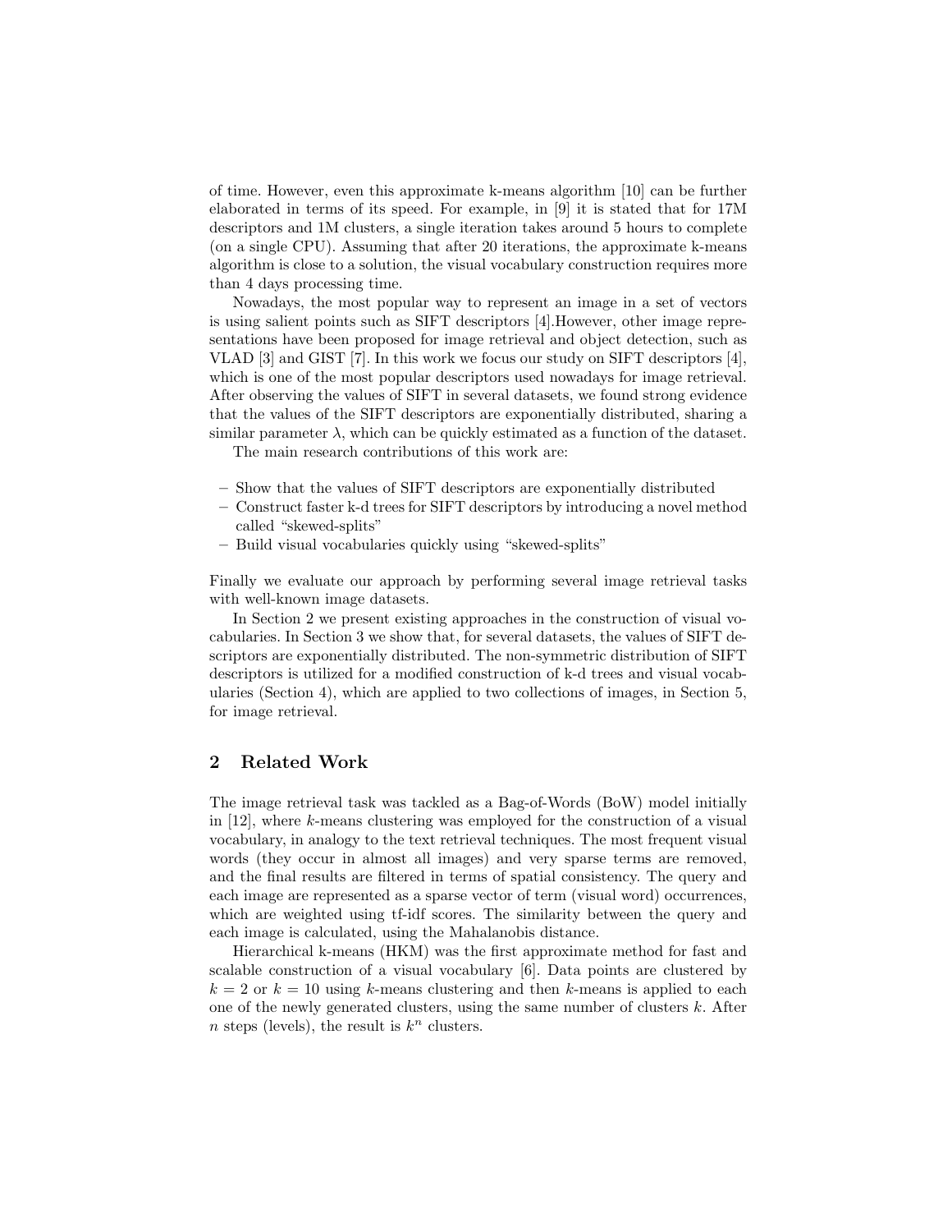of time. However, even this approximate k-means algorithm [10] can be further elaborated in terms of its speed. For example, in [9] it is stated that for 17M descriptors and 1M clusters, a single iteration takes around 5 hours to complete (on a single CPU). Assuming that after 20 iterations, the approximate k-means algorithm is close to a solution, the visual vocabulary construction requires more than 4 days processing time.

Nowadays, the most popular way to represent an image in a set of vectors is using salient points such as SIFT descriptors [4].However, other image representations have been proposed for image retrieval and object detection, such as VLAD [3] and GIST [7]. In this work we focus our study on SIFT descriptors [4], which is one of the most popular descriptors used nowadays for image retrieval. After observing the values of SIFT in several datasets, we found strong evidence that the values of the SIFT descriptors are exponentially distributed, sharing a similar parameter $\lambda$, which can be quickly estimated as a function of the dataset.

The main research contributions of this work are:

- Show that the values of SIFT descriptors are exponentially distributed
- Construct faster k-d trees for SIFT descriptors by introducing a novel method called "skewed-splits"
- Build visual vocabularies quickly using "skewed-splits"

Finally we evaluate our approach by performing several image retrieval tasks with well-known image datasets.

In Section 2 we present existing approaches in the construction of visual vocabularies. In Section 3 we show that, for several datasets, the values of SIFT descriptors are exponentially distributed. The non-symmetric distribution of SIFT descriptors is utilized for a modified construction of k-d trees and visual vocabularies (Section 4), which are applied to two collections of images, in Section 5, for image retrieval.

## 2 Related Work

The image retrieval task was tackled as a Bag-of-Words (BoW) model initially in [12], where $k$-means clustering was employed for the construction of a visual vocabulary, in analogy to the text retrieval techniques. The most frequent visual words (they occur in almost all images) and very sparse terms are removed, and the final results are filtered in terms of spatial consistency. The query and each image are represented as a sparse vector of term (visual word) occurrences, which are weighted using tf-idf scores. The similarity between the query and each image is calculated, using the Mahalanobis distance.

Hierarchical k-means (HKM) was the first approximate method for fast and scalable construction of a visual vocabulary [6]. Data points are clustered by $k = 2$ or $k = 10$ using $k$-means clustering and then $k$-means is applied to each one of the newly generated clusters, using the same number of clusters $k$. After $n$ steps (levels), the result is $k^n$ clusters.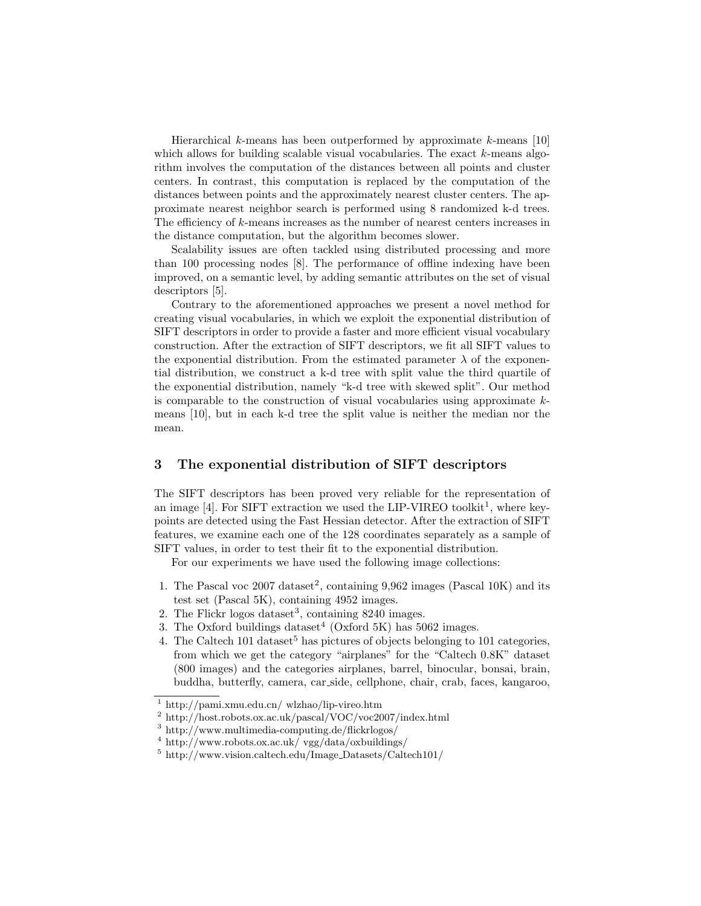Hierarchical $k$-means has been outperformed by approximate $k$-means [10] which allows for building scalable visual vocabularies. The exact $k$-means algorithm involves the computation of the distances between all points and cluster centers. In contrast, this computation is replaced by the computation of the distances between points and the approximately nearest cluster centers. The approximate nearest neighbor search is performed using 8 randomized k-d trees. The efficiency of $k$-means increases as the number of nearest centers increases in the distance computation, but the algorithm becomes slower.

Scalability issues are often tackled using distributed processing and more than 100 processing nodes [8]. The performance of offline indexing have been improved, on a semantic level, by adding semantic attributes on the set of visual descriptors [5].

Contrary to the aforementioned approaches we present a novel method for creating visual vocabularies, in which we exploit the exponential distribution of SIFT descriptors in order to provide a faster and more efficient visual vocabulary construction. After the extraction of SIFT descriptors, we fit all SIFT values to the exponential distribution. From the estimated parameter $\lambda$ of the exponential distribution, we construct a k-d tree with split value the third quartile of the exponential distribution, namely "k-d tree with skewed split". Our method is comparable to the construction of visual vocabularies using approximate $k$-means [10], but in each k-d tree the split value is neither the median nor the mean.

## 3 The exponential distribution of SIFT descriptors

The SIFT descriptors has been proved very reliable for the representation of an image [4]. For SIFT extraction we used the LIP-VIREO toolkit[1], where keypoints are detected using the Fast Hessian detector. After the extraction of SIFT features, we examine each one of the 128 coordinates separately as a sample of SIFT values, in order to test their fit to the exponential distribution.

For our experiments we have used the following image collections:

1. The Pascal voc 2007 dataset[2], containing 9,962 images (Pascal 10K) and its test set (Pascal 5K), containing 4952 images.
2. The Flickr logos dataset[3], containing 8240 images.
3. The Oxford buildings dataset[4] (Oxford 5K) has 5062 images.
4. The Caltech 101 dataset[5] has pictures of objects belonging to 101 categories, from which we get the category "airplanes" for the "Caltech 0.8K" dataset (800 images) and the categories airplanes, barrel, binocular, bonsai, brain, buddha, butterfly, camera, car_side, cellphone, chair, crab, faces, kangaroo,

---

[1] http://pami.xmu.edu.cn/ wlzhao/lip-vireo.htm

[2] http://host.robots.ox.ac.uk/pascal/VOC/voc2007/index.html

[3] http://www.multimedia-computing.de/flickrlogos/

[4] http://www.robots.ox.ac.uk/ vgg/data/oxbuildings/

[5] http://www.vision.caltech.edu/Image_Datasets/Caltech101/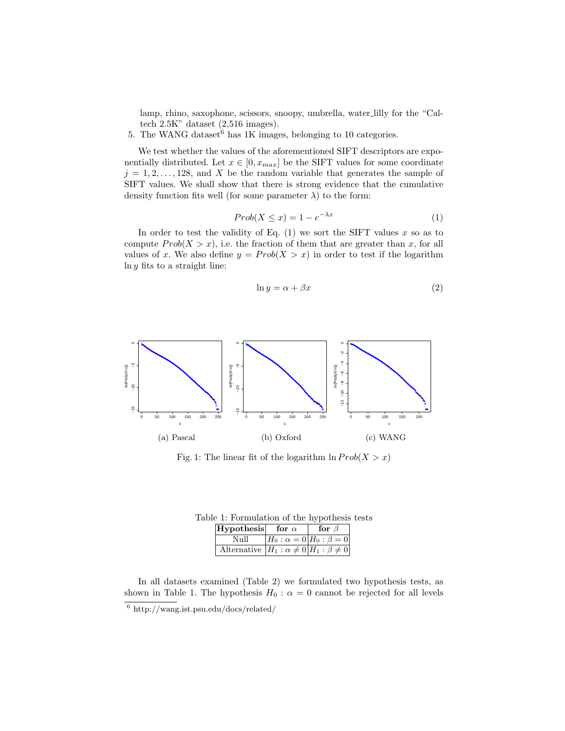lamp, rhino, saxophone, scissors, snoopy, umbrella, water_lilly for the "Caltech 2.5K" dataset (2,516 images).

5. The WANG dataset[6] has 1K images, belonging to 10 categories.

We test whether the values of the aforementioned SIFT descriptors are exponentially distributed. Let $x \in [0, x_{max}]$ be the SIFT values for some coordinate $j = 1, 2, \ldots, 128$, and $X$ be the random variable that generates the sample of SIFT values. We shall show that there is strong evidence that the cumulative density function fits well (for some parameter $\lambda$) to the form:

$$Prob(X \leq x) = 1 - e^{-\lambda x} \tag{1}$$

In order to test the validity of Eq. (1) we sort the SIFT values $x$ so as to compute $Prob(X > x)$, i.e. the fraction of them that are greater than $x$, for all values of $x$. We also define $y = Prob(X > x)$ in order to test if the logarithm $\ln y$ fits to a straight line:

$$\ln y = \alpha + \beta x \tag{2}$$

(a) Pascal (b) Oxford (c) WANG

Fig. 1: The linear fit of the logarithm $\ln Prob(X > x)$

Table 1: Formulation of the hypothesis tests

| **Hypothesis** | **for $\alpha$** | **for $\beta$** |
|---|---|---|
| Null | $H_0 : \alpha = 0$ | $H_0 : \beta = 0$ |
| Alternative | $H_1 : \alpha \neq 0$ | $H_1 : \beta \neq 0$ |

In all datasets examined (Table 2) we formulated two hypothesis tests, as shown in Table 1. The hypothesis $H_0 : \alpha = 0$ cannot be rejected for all levels

[6] http://wang.ist.psu.edu/docs/related/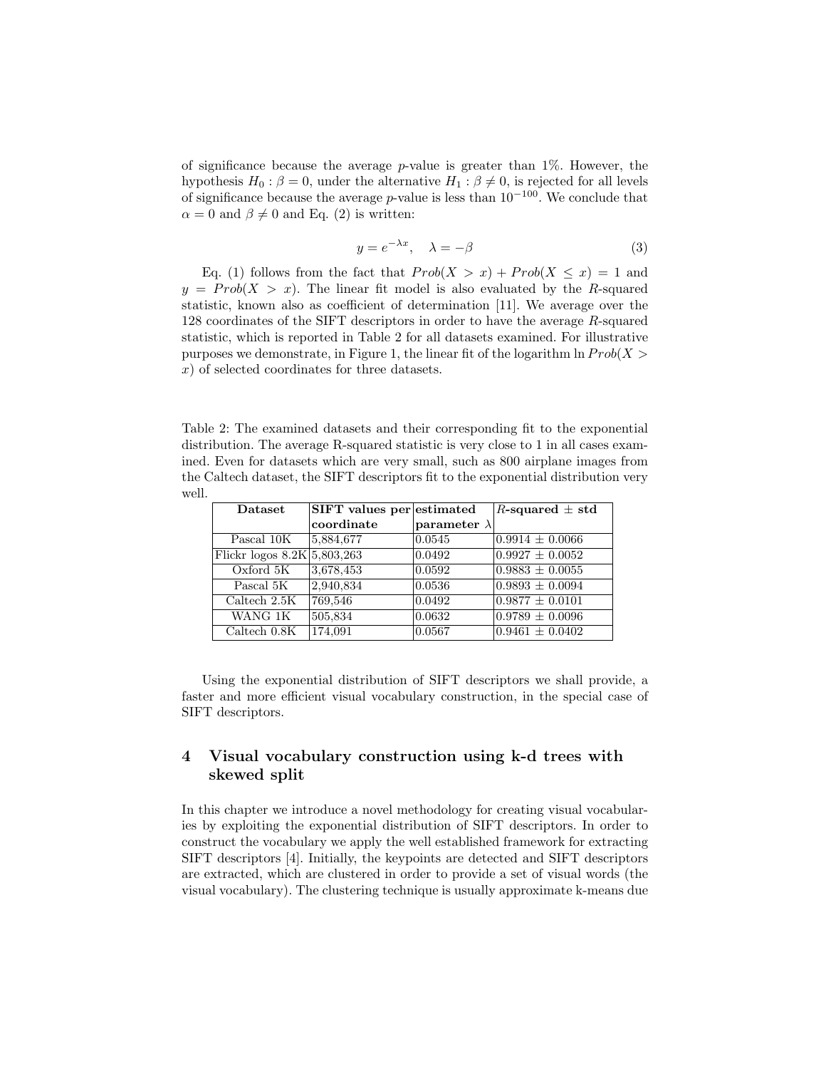of significance because the average $p$-value is greater than 1%. However, the hypothesis $H_0 : \beta = 0$, under the alternative $H_1 : \beta \neq 0$, is rejected for all levels of significance because the average $p$-value is less than $10^{-100}$. We conclude that $\alpha = 0$ and $\beta \neq 0$ and Eq. (2) is written:

$$y = e^{-\lambda x}, \quad \lambda = -\beta \tag{3}$$

Eq. (1) follows from the fact that $Prob(X > x) + Prob(X \leq x) = 1$ and $y = Prob(X > x)$. The linear fit model is also evaluated by the $R$-squared statistic, known also as coefficient of determination [11]. We average over the 128 coordinates of the SIFT descriptors in order to have the average $R$-squared statistic, which is reported in Table 2 for all datasets examined. For illustrative purposes we demonstrate, in Figure 1, the linear fit of the logarithm $\ln Prob(X > x)$ of selected coordinates for three datasets.

Table 2: The examined datasets and their corresponding fit to the exponential distribution. The average R-squared statistic is very close to 1 in all cases examined. Even for datasets which are very small, such as 800 airplane images from the Caltech dataset, the SIFT descriptors fit to the exponential distribution very well.

| **Dataset** | **SIFT values per coordinate** | **estimated parameter $\lambda$** | **$R$-squared $\pm$ std** |
|---|---|---|---|
| Pascal 10K | 5,884,677 | 0.0545 | $0.9914 \pm 0.0066$ |
| Flickr logos 8.2K | 5,803,263 | 0.0492 | $0.9927 \pm 0.0052$ |
| Oxford 5K | 3,678,453 | 0.0592 | $0.9883 \pm 0.0055$ |
| Pascal 5K | 2,940,834 | 0.0536 | $0.9893 \pm 0.0094$ |
| Caltech 2.5K | 769,546 | 0.0492 | $0.9877 \pm 0.0101$ |
| WANG 1K | 505,834 | 0.0632 | $0.9789 \pm 0.0096$ |
| Caltech 0.8K | 174,091 | 0.0567 | $0.9461 \pm 0.0402$ |

Using the exponential distribution of SIFT descriptors we shall provide, a faster and more efficient visual vocabulary construction, in the special case of SIFT descriptors.

## 4 Visual vocabulary construction using k-d trees with skewed split

In this chapter we introduce a novel methodology for creating visual vocabularies by exploiting the exponential distribution of SIFT descriptors. In order to construct the vocabulary we apply the well established framework for extracting SIFT descriptors [4]. Initially, the keypoints are detected and SIFT descriptors are extracted, which are clustered in order to provide a set of visual words (the visual vocabulary). The clustering technique is usually approximate k-means due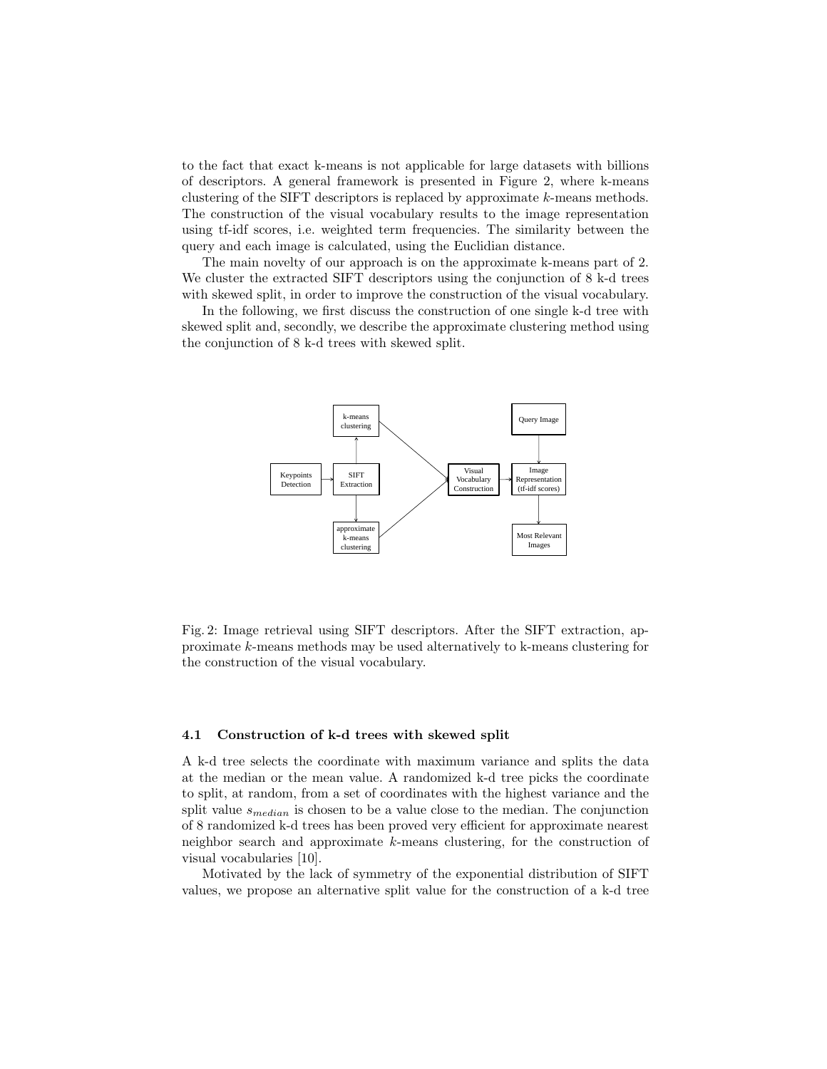to the fact that exact k-means is not applicable for large datasets with billions of descriptors. A general framework is presented in Figure 2, where k-means clustering of the SIFT descriptors is replaced by approximate $k$-means methods. The construction of the visual vocabulary results to the image representation using tf-idf scores, i.e. weighted term frequencies. The similarity between the query and each image is calculated, using the Euclidian distance.

The main novelty of our approach is on the approximate k-means part of 2. We cluster the extracted SIFT descriptors using the conjunction of 8 k-d trees with skewed split, in order to improve the construction of the visual vocabulary.

In the following, we first discuss the construction of one single k-d tree with skewed split and, secondly, we describe the approximate clustering method using the conjunction of 8 k-d trees with skewed split.

Fig. 2: Image retrieval using SIFT descriptors. After the SIFT extraction, approximate $k$-means methods may be used alternatively to k-means clustering for the construction of the visual vocabulary.

### 4.1 Construction of k-d trees with skewed split

A k-d tree selects the coordinate with maximum variance and splits the data at the median or the mean value. A randomized k-d tree picks the coordinate to split, at random, from a set of coordinates with the highest variance and the split value $s_{median}$ is chosen to be a value close to the median. The conjunction of 8 randomized k-d trees has been proved very efficient for approximate nearest neighbor search and approximate $k$-means clustering, for the construction of visual vocabularies [10].

Motivated by the lack of symmetry of the exponential distribution of SIFT values, we propose an alternative split value for the construction of a k-d tree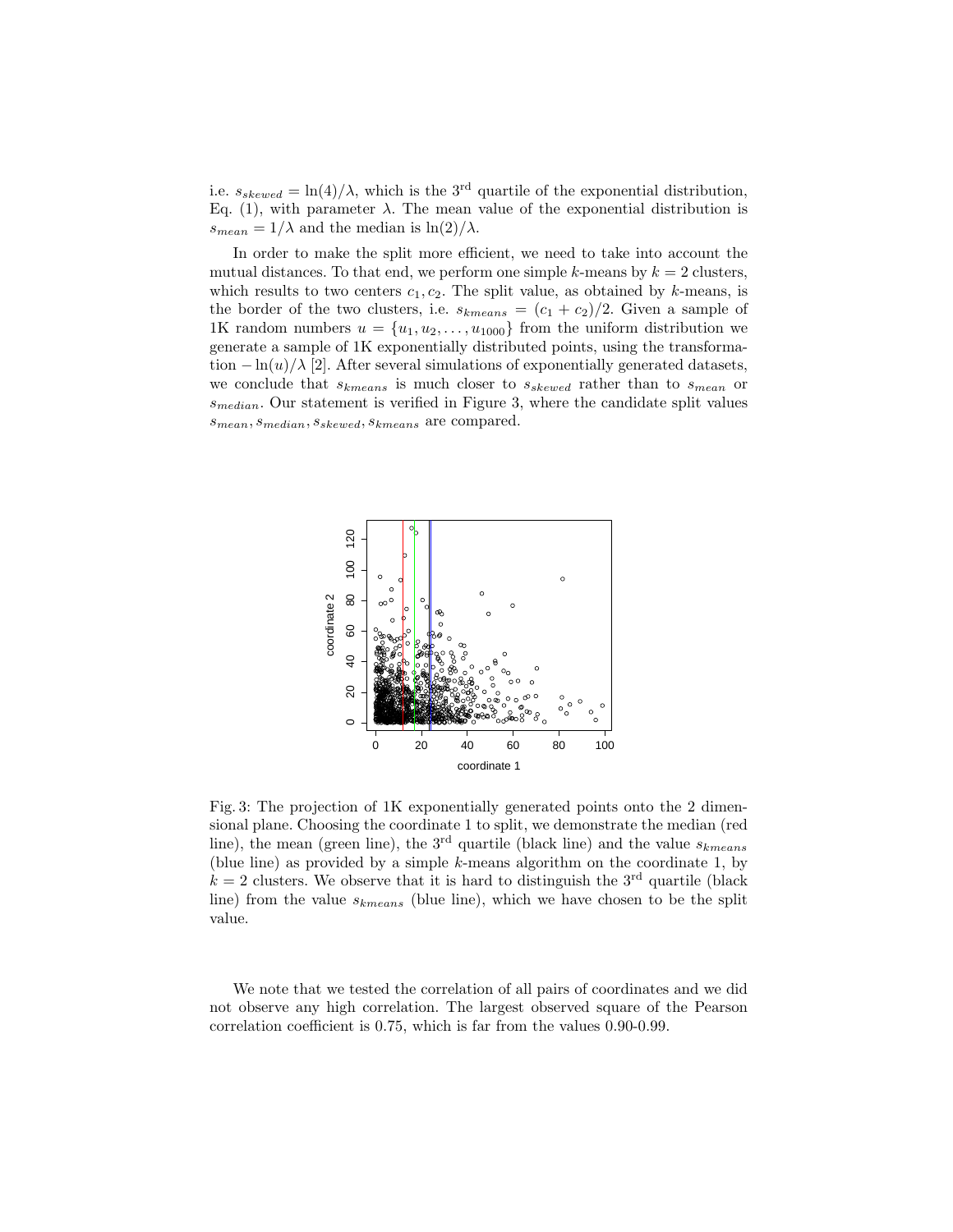i.e. $s_{skewed} = \ln(4)/\lambda$, which is the 3[rd] quartile of the exponential distribution, Eq. (1), with parameter $\lambda$. The mean value of the exponential distribution is $s_{mean} = 1/\lambda$ and the median is $\ln(2)/\lambda$.

In order to make the split more efficient, we need to take into account the mutual distances. To that end, we perform one simple $k$-means by $k = 2$ clusters, which results to two centers $c_1, c_2$. The split value, as obtained by $k$-means, is the border of the two clusters, i.e. $s_{kmeans} = (c_1 + c_2)/2$. Given a sample of 1K random numbers $u = \{u_1, u_2, \ldots, u_{1000}\}$ from the uniform distribution we generate a sample of 1K exponentially distributed points, using the transformation $-\ln(u)/\lambda$ [2]. After several simulations of exponentially generated datasets, we conclude that $s_{kmeans}$ is much closer to $s_{skewed}$ rather than to $s_{mean}$ or $s_{median}$. Our statement is verified in Figure 3, where the candidate split values $s_{mean}, s_{median}, s_{skewed}, s_{kmeans}$ are compared.

Fig. 3: The projection of 1K exponentially generated points onto the 2 dimensional plane. Choosing the coordinate 1 to split, we demonstrate the median (red line), the mean (green line), the 3[rd] quartile (black line) and the value $s_{kmeans}$ (blue line) as provided by a simple $k$-means algorithm on the coordinate 1, by $k = 2$ clusters. We observe that it is hard to distinguish the 3[rd] quartile (black line) from the value $s_{kmeans}$ (blue line), which we have chosen to be the split value.

We note that we tested the correlation of all pairs of coordinates and we did not observe any high correlation. The largest observed square of the Pearson correlation coefficient is 0.75, which is far from the values 0.90-0.99.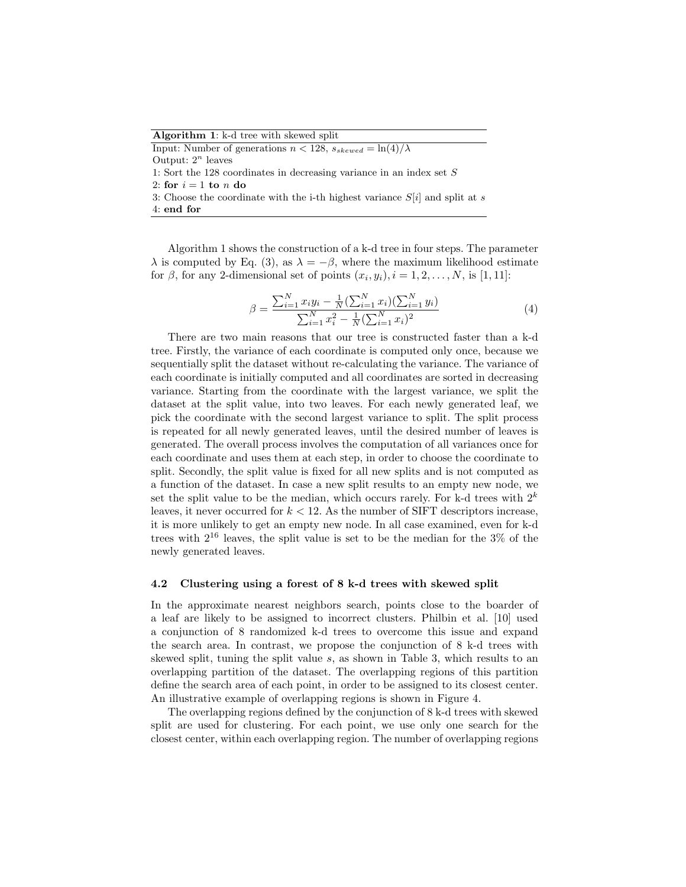**Algorithm 1**: k-d tree with skewed split

Input: Number of generations $n < 128$, $s_{skewed} = \ln(4)/\lambda$

Output: $2^n$ leaves

1: Sort the 128 coordinates in decreasing variance in an index set $S$

2: **for** $i = 1$ **to** $n$ **do**

3: Choose the coordinate with the i-th highest variance $S[i]$ and split at $s$

4: **end for**

Algorithm 1 shows the construction of a k-d tree in four steps. The parameter $\lambda$ is computed by Eq. (3), as $\lambda = -\beta$, where the maximum likelihood estimate for $\beta$, for any 2-dimensional set of points $(x_i, y_i), i = 1, 2, \ldots, N$, is [1, 11]:

$$\beta = \frac{\sum_{i=1}^{N} x_i y_i - \frac{1}{N}(\sum_{i=1}^{N} x_i)(\sum_{i=1}^{N} y_i)}{\sum_{i=1}^{N} x_i^2 - \frac{1}{N}(\sum_{i=1}^{N} x_i)^2} \tag{4}$$

There are two main reasons that our tree is constructed faster than a k-d tree. Firstly, the variance of each coordinate is computed only once, because we sequentially split the dataset without re-calculating the variance. The variance of each coordinate is initially computed and all coordinates are sorted in decreasing variance. Starting from the coordinate with the largest variance, we split the dataset at the split value, into two leaves. For each newly generated leaf, we pick the coordinate with the second largest variance to split. The split process is repeated for all newly generated leaves, until the desired number of leaves is generated. The overall process involves the computation of all variances once for each coordinate and uses them at each step, in order to choose the coordinate to split. Secondly, the split value is fixed for all new splits and is not computed as a function of the dataset. In case a new split results to an empty new node, we set the split value to be the median, which occurs rarely. For k-d trees with $2^k$ leaves, it never occurred for $k < 12$. As the number of SIFT descriptors increase, it is more unlikely to get an empty new node. In all case examined, even for k-d trees with $2^{16}$ leaves, the split value is set to be the median for the 3% of the newly generated leaves.

### 4.2 Clustering using a forest of 8 k-d trees with skewed split

In the approximate nearest neighbors search, points close to the boarder of a leaf are likely to be assigned to incorrect clusters. Philbin et al. [10] used a conjunction of 8 randomized k-d trees to overcome this issue and expand the search area. In contrast, we propose the conjunction of 8 k-d trees with skewed split, tuning the split value $s$, as shown in Table 3, which results to an overlapping partition of the dataset. The overlapping regions of this partition define the search area of each point, in order to be assigned to its closest center. An illustrative example of overlapping regions is shown in Figure 4.

The overlapping regions defined by the conjunction of 8 k-d trees with skewed split are used for clustering. For each point, we use only one search for the closest center, within each overlapping region. The number of overlapping regions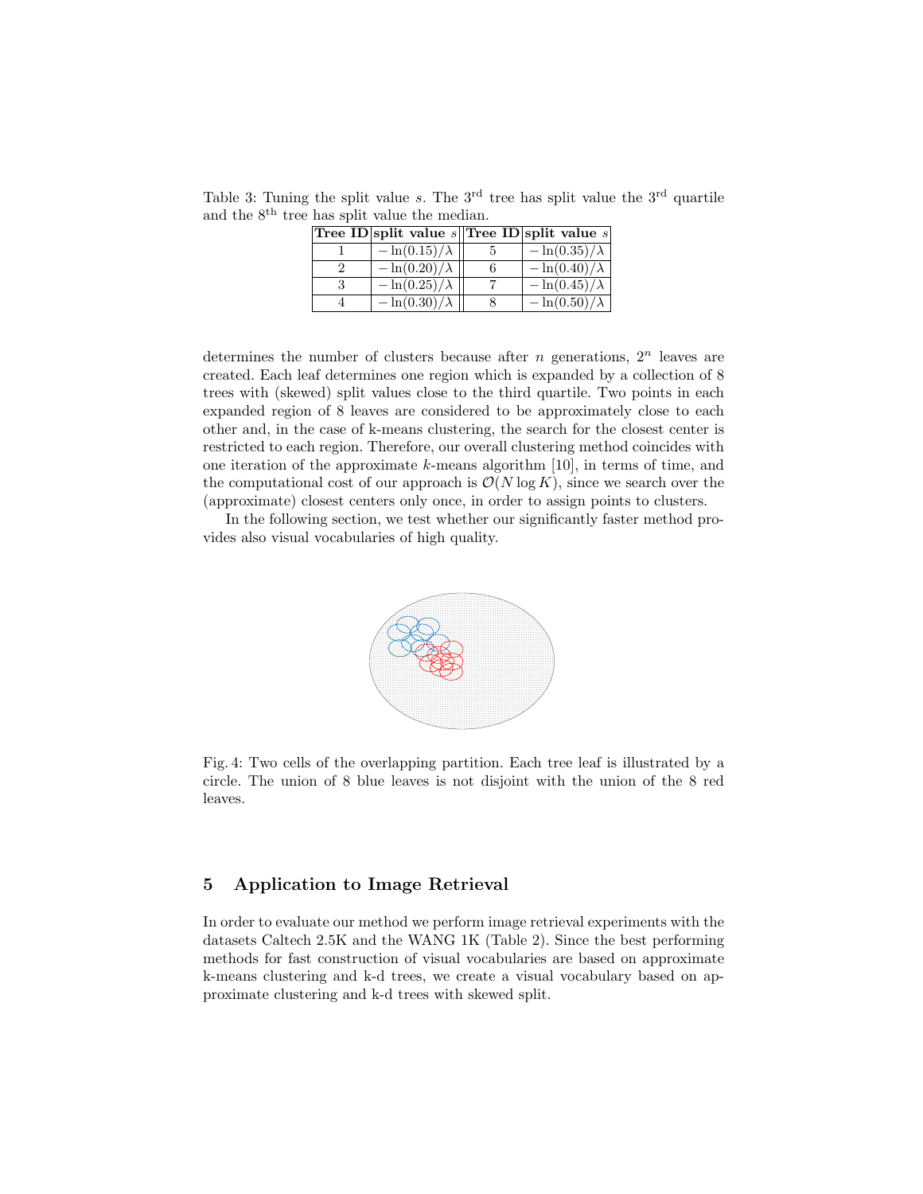Table 3: Tuning the split value $s$. The 3rd tree has split value the 3rd quartile and the 8th tree has split value the median.

| Tree ID | split value $s$ | Tree ID | split value $s$ |
|---|---|---|---|
| 1 | $-\ln(0.15)/\lambda$ | 5 | $-\ln(0.35)/\lambda$ |
| 2 | $-\ln(0.20)/\lambda$ | 6 | $-\ln(0.40)/\lambda$ |
| 3 | $-\ln(0.25)/\lambda$ | 7 | $-\ln(0.45)/\lambda$ |
| 4 | $-\ln(0.30)/\lambda$ | 8 | $-\ln(0.50)/\lambda$ |

determines the number of clusters because after $n$ generations, $2^n$ leaves are created. Each leaf determines one region which is expanded by a collection of 8 trees with (skewed) split values close to the third quartile. Two points in each expanded region of 8 leaves are considered to be approximately close to each other and, in the case of k-means clustering, the search for the closest center is restricted to each region. Therefore, our overall clustering method coincides with one iteration of the approximate $k$-means algorithm [10], in terms of time, and the computational cost of our approach is $\mathcal{O}(N \log K)$, since we search over the (approximate) closest centers only once, in order to assign points to clusters.

In the following section, we test whether our significantly faster method provides also visual vocabularies of high quality.

Fig. 4: Two cells of the overlapping partition. Each tree leaf is illustrated by a circle. The union of 8 blue leaves is not disjoint with the union of the 8 red leaves.

## 5 Application to Image Retrieval

In order to evaluate our method we perform image retrieval experiments with the datasets Caltech 2.5K and the WANG 1K (Table 2). Since the best performing methods for fast construction of visual vocabularies are based on approximate k-means clustering and k-d trees, we create a visual vocabulary based on approximate clustering and k-d trees with skewed split.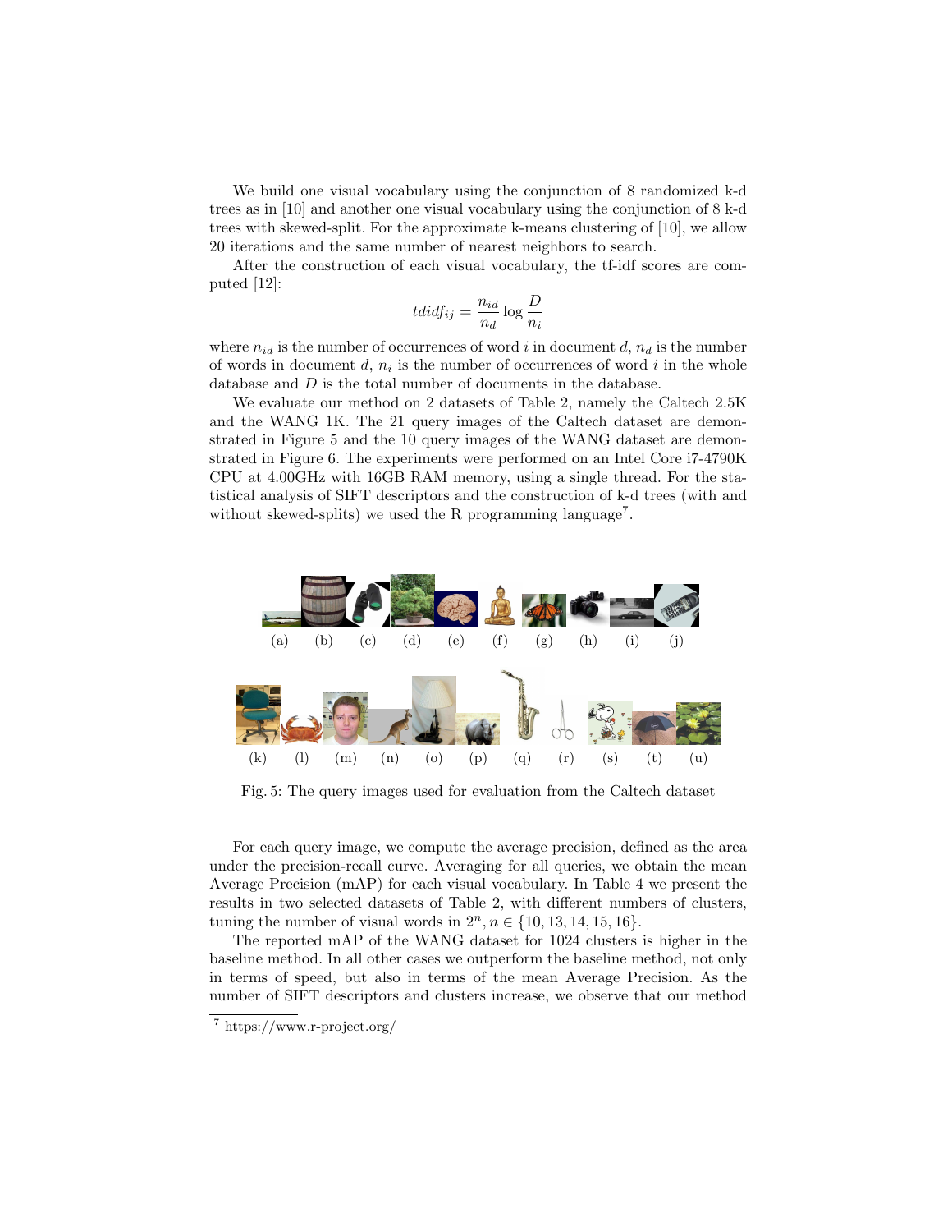We build one visual vocabulary using the conjunction of 8 randomized k-d trees as in [10] and another one visual vocabulary using the conjunction of 8 k-d trees with skewed-split. For the approximate k-means clustering of [10], we allow 20 iterations and the same number of nearest neighbors to search.

After the construction of each visual vocabulary, the tf-idf scores are computed [12]:

$$tdidf_{ij} = \frac{n_{id}}{n_d} \log \frac{D}{n_i}$$

where $n_{id}$ is the number of occurrences of word $i$ in document $d$, $n_d$ is the number of words in document $d$, $n_i$ is the number of occurrences of word $i$ in the whole database and $D$ is the total number of documents in the database.

We evaluate our method on 2 datasets of Table 2, namely the Caltech 2.5K and the WANG 1K. The 21 query images of the Caltech dataset are demonstrated in Figure 5 and the 10 query images of the WANG dataset are demonstrated in Figure 6. The experiments were performed on an Intel Core i7-4790K CPU at 4.00GHz with 16GB RAM memory, using a single thread. For the statistical analysis of SIFT descriptors and the construction of k-d trees (with and without skewed-splits) we used the R programming language[7].

(a) (b) (c) (d) (e) (f) (g) (h) (i) (j)

(k) (l) (m) (n) (o) (p) (q) (r) (s) (t) (u)

Fig. 5: The query images used for evaluation from the Caltech dataset

For each query image, we compute the average precision, defined as the area under the precision-recall curve. Averaging for all queries, we obtain the mean Average Precision (mAP) for each visual vocabulary. In Table 4 we present the results in two selected datasets of Table 2, with different numbers of clusters, tuning the number of visual words in $2^n, n \in \{10, 13, 14, 15, 16\}$.

The reported mAP of the WANG dataset for 1024 clusters is higher in the baseline method. In all other cases we outperform the baseline method, not only in terms of speed, but also in terms of the mean Average Precision. As the number of SIFT descriptors and clusters increase, we observe that our method

[7] https://www.r-project.org/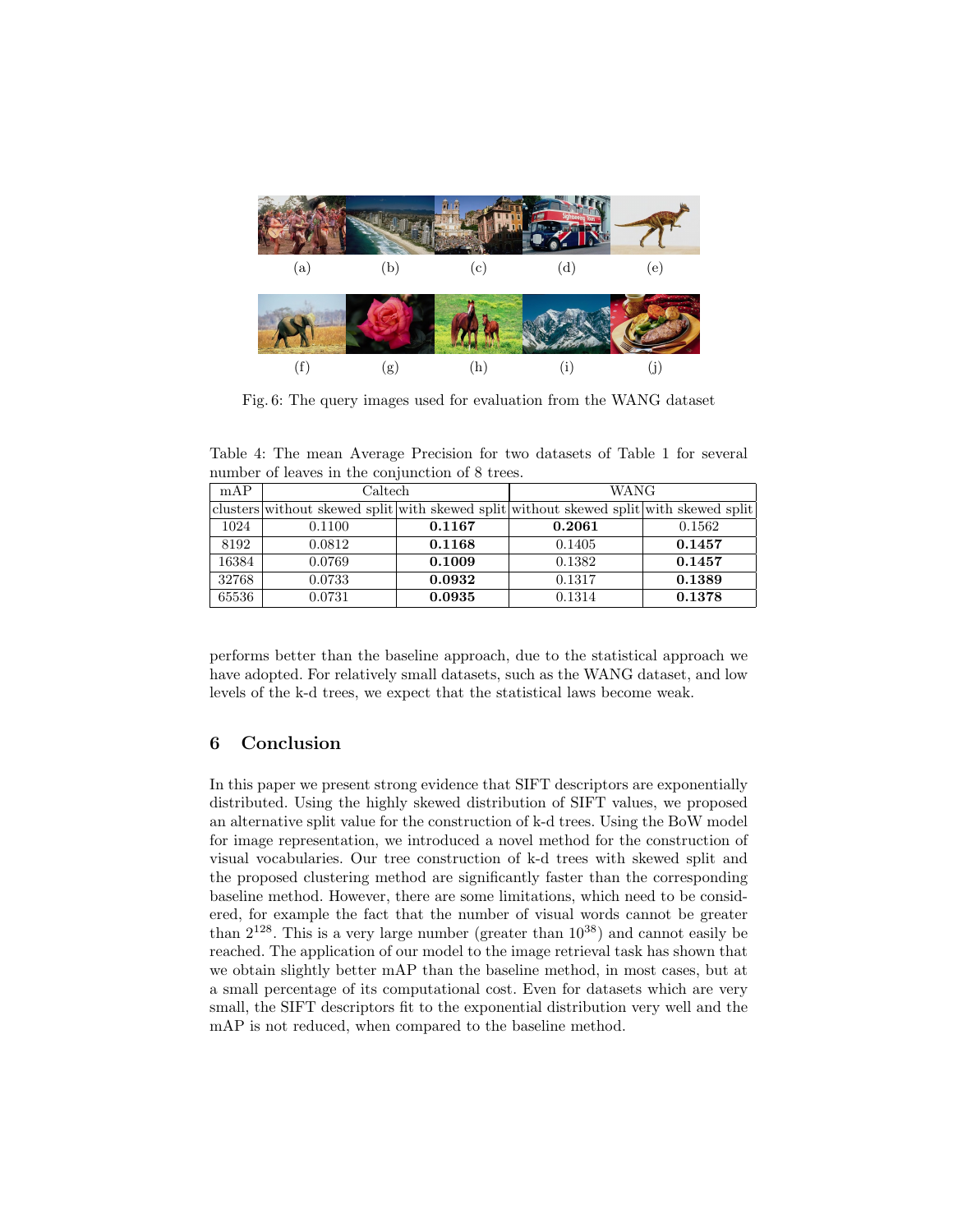(a) (b) (c) (d) (e)

(f) (g) (h) (i) (j)

Fig. 6: The query images used for evaluation from the WANG dataset

Table 4: The mean Average Precision for two datasets of Table 1 for several number of leaves in the conjunction of 8 trees.

| mAP | Caltech | | WANG | |
|---|---|---|---|---|
| clusters | without skewed split | with skewed split | without skewed split | with skewed split |
| 1024 | 0.1100 | **0.1167** | **0.2061** | 0.1562 |
| 8192 | 0.0812 | **0.1168** | 0.1405 | **0.1457** |
| 16384 | 0.0769 | **0.1009** | 0.1382 | **0.1457** |
| 32768 | 0.0733 | **0.0932** | 0.1317 | **0.1389** |
| 65536 | 0.0731 | **0.0935** | 0.1314 | **0.1378** |

performs better than the baseline approach, due to the statistical approach we have adopted. For relatively small datasets, such as the WANG dataset, and low levels of the k-d trees, we expect that the statistical laws become weak.

## 6 Conclusion

In this paper we present strong evidence that SIFT descriptors are exponentially distributed. Using the highly skewed distribution of SIFT values, we proposed an alternative split value for the construction of k-d trees. Using the BoW model for image representation, we introduced a novel method for the construction of visual vocabularies. Our tree construction of k-d trees with skewed split and the proposed clustering method are significantly faster than the corresponding baseline method. However, there are some limitations, which need to be considered, for example the fact that the number of visual words cannot be greater than $2^{128}$. This is a very large number (greater than $10^{38}$) and cannot easily be reached. The application of our model to the image retrieval task has shown that we obtain slightly better mAP than the baseline method, in most cases, but at a small percentage of its computational cost. Even for datasets which are very small, the SIFT descriptors fit to the exponential distribution very well and the mAP is not reduced, when compared to the baseline method.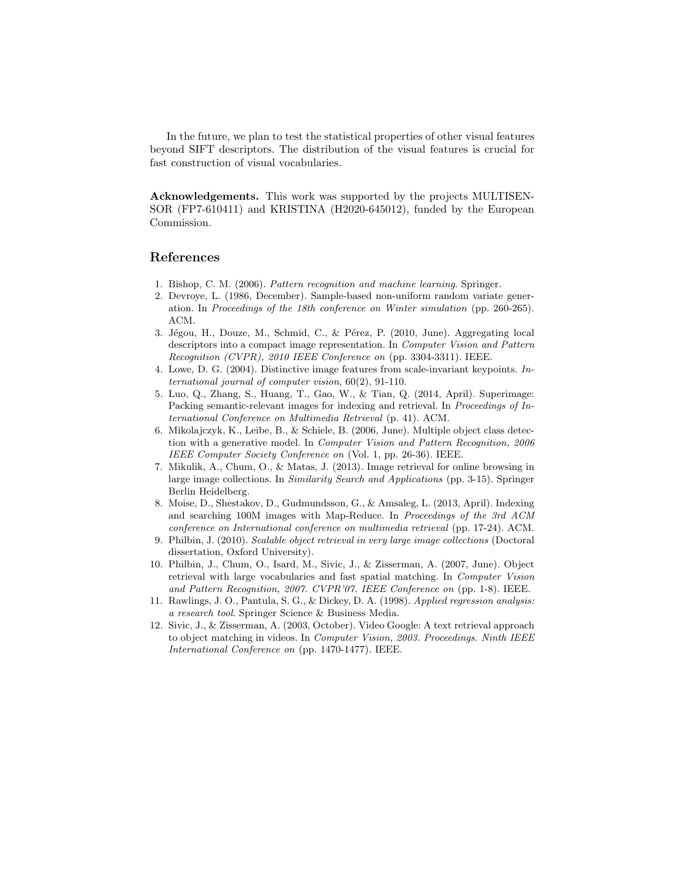In the future, we plan to test the statistical properties of other visual features beyond SIFT descriptors. The distribution of the visual features is crucial for fast construction of visual vocabularies.

**Acknowledgements.** This work was supported by the projects MULTISENSOR (FP7-610411) and KRISTINA (H2020-645012), funded by the European Commission.

## References

1. Bishop, C. M. (2006). *Pattern recognition and machine learning*. Springer.
2. Devroye, L. (1986, December). Sample-based non-uniform random variate generation. In *Proceedings of the 18th conference on Winter simulation* (pp. 260-265). ACM.
3. Jégou, H., Douze, M., Schmid, C., & Pérez, P. (2010, June). Aggregating local descriptors into a compact image representation. In *Computer Vision and Pattern Recognition (CVPR), 2010 IEEE Conference on* (pp. 3304-3311). IEEE.
4. Lowe, D. G. (2004). Distinctive image features from scale-invariant keypoints. *International journal of computer vision*, 60(2), 91-110.
5. Luo, Q., Zhang, S., Huang, T., Gao, W., & Tian, Q. (2014, April). Superimage: Packing semantic-relevant images for indexing and retrieval. In *Proceedings of International Conference on Multimedia Retrieval* (p. 41). ACM.
6. Mikolajczyk, K., Leibe, B., & Schiele, B. (2006, June). Multiple object class detection with a generative model. In *Computer Vision and Pattern Recognition, 2006 IEEE Computer Society Conference on* (Vol. 1, pp. 26-36). IEEE.
7. Mikulik, A., Chum, O., & Matas, J. (2013). Image retrieval for online browsing in large image collections. In *Similarity Search and Applications* (pp. 3-15). Springer Berlin Heidelberg.
8. Moise, D., Shestakov, D., Gudmundsson, G., & Amsaleg, L. (2013, April). Indexing and searching 100M images with Map-Reduce. In *Proceedings of the 3rd ACM conference on International conference on multimedia retrieval* (pp. 17-24). ACM.
9. Philbin, J. (2010). *Scalable object retrieval in very large image collections* (Doctoral dissertation, Oxford University).
10. Philbin, J., Chum, O., Isard, M., Sivic, J., & Zisserman, A. (2007, June). Object retrieval with large vocabularies and fast spatial matching. In *Computer Vision and Pattern Recognition, 2007. CVPR'07. IEEE Conference on* (pp. 1-8). IEEE.
11. Rawlings, J. O., Pantula, S. G., & Dickey, D. A. (1998). *Applied regression analysis: a research tool*. Springer Science & Business Media.
12. Sivic, J., & Zisserman, A. (2003, October). Video Google: A text retrieval approach to object matching in videos. In *Computer Vision, 2003. Proceedings. Ninth IEEE International Conference on* (pp. 1470-1477). IEEE.